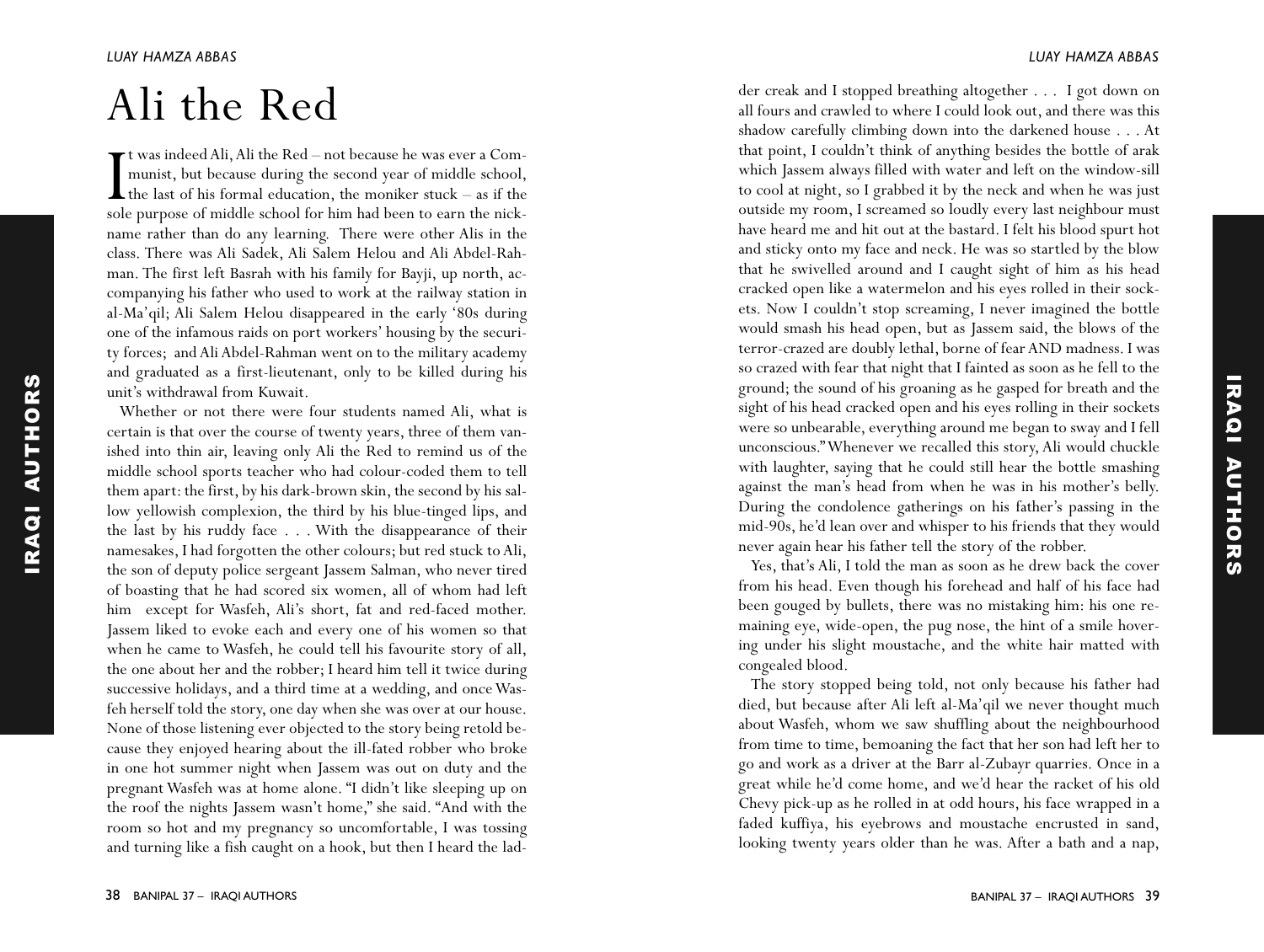# Ali the Red

It was indeed Ali, Ali the Red – not because he was ever a Communist, but because during the second year of middle school, the last of his formal education, the moniker stuck – as if the sole purpose of middle school for him had been to earn the nickname rather than do any learning. There were other Alis in the class. There was Ali Sadek, Ali Salem Helou and Ali Abdel-Rahman. The first left Basrah with his family for Bayji, up north, accompanying his father who used to work at the railway station in al-Ma'qil; Ali Salem Helou disappeared in the early '80s during one of the infamous raids on port workers' housing by the security forces; and Ali Abdel-Rahman went on to the military academy and graduated as a first-lieutenant, only to be killed during his unit's withdrawal from Kuwait.

Whether or not there were four students named Ali, what is certain is that over the course of twenty years, three of them vanished into thin air, leaving only Ali the Red to remind us of the middle school sports teacher who had colour-coded them to tell them apart: the first, by his dark-brown skin, the second by his sallow yellowish complexion, the third by his blue-tinged lips, and the last by his ruddy face . . . With the disappearance of their namesakes, I had forgotten the other colours; but red stuck to Ali, the son of deputy police sergeant Jassem Salman, who never tired of boasting that he had scored six women, all of whom had left him except for Wasfeh, Ali's short, fat and red-faced mother. Jassem liked to evoke each and every one of his women so that when he came to Wasfeh, he could tell his favourite story of all, the one about her and the robber; I heard him tell it twice during successive holidays, and a third time at a wedding, and once Wasfeh herself told the story, one day when she was over at our house. None of those listening ever objected to the story being retold because they enjoyed hearing about the ill-fated robber who broke in one hot summer night when Jassem was out on duty and the pregnant Wasfeh was at home alone. "I didn't like sleeping up on the roof the nights Jassem wasn't home," she said. "And with the room so hot and my pregnancy so uncomfortable, I was tossing and turning like a fish caught on a hook, but then I heard the ladder creak and I stopped breathing altogether . . . I got down on all fours and crawled to where I could look out, and there was this shadow carefully climbing down into the darkened house . . . At that point, I couldn't think of anything besides the bottle of arak which Jassem always filled with water and left on the window-sill to cool at night, so I grabbed it by the neck and when he was just outside my room, I screamed so loudly every last neighbour must have heard me and hit out at the bastard. I felt his blood spurt hot and sticky onto my face and neck. He was so startled by the blow that he swivelled around and I caught sight of him as his head cracked open like a watermelon and his eyes rolled in their sockets. Now I couldn't stop screaming, I never imagined the bottle would smash his head open, but as Jassem said, the blows of the terror-crazed are doubly lethal, borne of fear AND madness. I was so crazed with fear that night that I fainted as soon as he fell to the ground; the sound of his groaning as he gasped for breath and the sight of his head cracked open and his eyes rolling in their sockets were so unbearable, everything around me began to sway and I fell unconscious." Whenever we recalled this story, Ali would chuckle with laughter, saying that he could still hear the bottle smashing against the man's head from when he was in his mother's belly. During the condolence gatherings on his father's passing in the mid-90s, he'd lean over and whisper to his friends that they would never again hear his father tell the story of the robber.

Yes, that's Ali, I told the man as soon as he drew back the cover from his head. Even though his forehead and half of his face had been gouged by bullets, there was no mistaking him: his one remaining eye, wide-open, the pug nose, the hint of a smile hovering under his slight moustache, and the white hair matted with congealed blood.

The story stopped being told, not only because his father had died, but because after Ali left al-Ma'qil we never thought much about Wasfeh, whom we saw shuffling about the neighbourhood from time to time, bemoaning the fact that her son had left her to go and work as a driver at the Barr al-Zubayr quarries. Once in a great while he'd come home, and we'd hear the racket of his old Chevy pick-up as he rolled in at odd hours, his face wrapped in a faded kuffiya, his eyebrows and moustache encrusted in sand, looking twenty years older than he was. After a bath and a nap,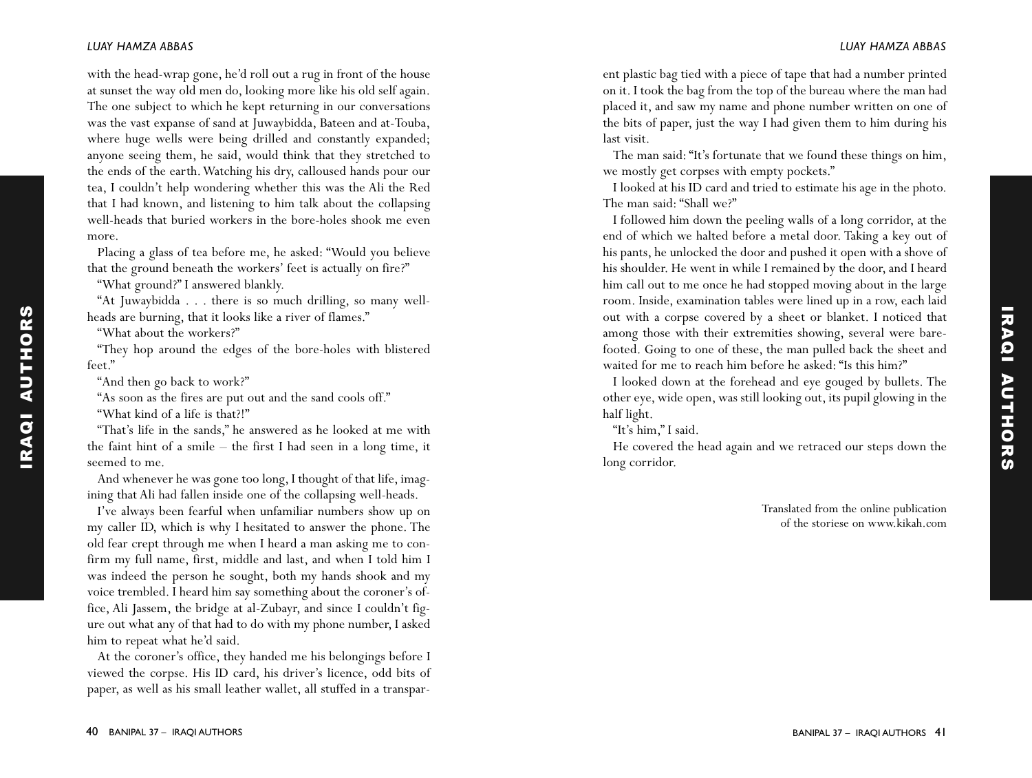with the head-wrap gone, he'd roll out a rug in front of the house at sunset the way old men do, looking more like his old self again. The one subject to which he kept returning in our conversations was the vast expanse of sand at Juwaybidda, Bateen and at-Touba, where huge wells were being drilled and constantly expanded; anyone seeing them, he said, would think that they stretched to the ends of the earth. Watching his dry, calloused hands pour our tea, I couldn't help wondering whether this was the Ali the Red that I had known, and listening to him talk about the collapsing well-heads that buried workers in the bore-holes shook me even more.

Placing a glass of tea before me, he asked: "Would you believe that the ground beneath the workers' feet is actually on fire?"

"What ground?" I answered blankly.

"At Juwaybidda . . . there is so much drilling, so many well-heads are burning, that it looks like a river of flames."

"What about the workers?"

"They hop around the edges of the bore-holes with blistered feet."

"And then go back to work?"

"As soon as the fires are put out and the sand cools off."

"What kind of a life is that?!"

"That's life in the sands," he answered as he looked at me with the faint hint of a smile – the first I had seen in a long time, it seemed to me.

And whenever he was gone too long, I thought of that life, imagining that Ali had fallen inside one of the collapsing well-heads.

I've always been fearful when unfamiliar numbers show up on my caller ID, which is why I hesitated to answer the phone. The old fear crept through me when I heard a man asking me to confirm my full name, first, middle and last, and when I told him I was indeed the person he sought, both my hands shook and my voice trembled. I heard him say something about the coroner's office, Ali Jassem, the bridge at al-Zubayr, and since I couldn't figure out what any of that had to do with my phone number, I asked him to repeat what he'd said.

At the coroner's office, they handed me his belongings before I viewed the corpse. His ID card, his driver's licence, odd bits of paper, as well as his small leather wallet, all stuffed in a transparent plastic bag tied with a piece of tape that had a number printed on it. I took the bag from the top of the bureau where the man had placed it, and saw my name and phone number written on one of the bits of paper, just the way I had given them to him during his last visit.

The man said: "It's fortunate that we found these things on him, we mostly get corpses with empty pockets."

I looked at his ID card and tried to estimate his age in the photo. The man said: "Shall we?"

I followed him down the peeling walls of a long corridor, at the end of which we halted before a metal door. Taking a key out of his pants, he unlocked the door and pushed it open with a shove of his shoulder. He went in while I remained by the door, and I heard him call out to me once he had stopped moving about in the large room. Inside, examination tables were lined up in a row, each laid out with a corpse covered by a sheet or blanket. I noticed that among those with their extremities showing, several were barefooted. Going to one of these, the man pulled back the sheet and waited for me to reach him before he asked: "Is this him?"

I looked down at the forehead and eye gouged by bullets. The other eye, wide open, was still looking out, its pupil glowing in the half light.

"It's him," I said.

He covered the head again and we retraced our steps down the long corridor.

Translated from the online publication
of the storiese on www.kikah.com